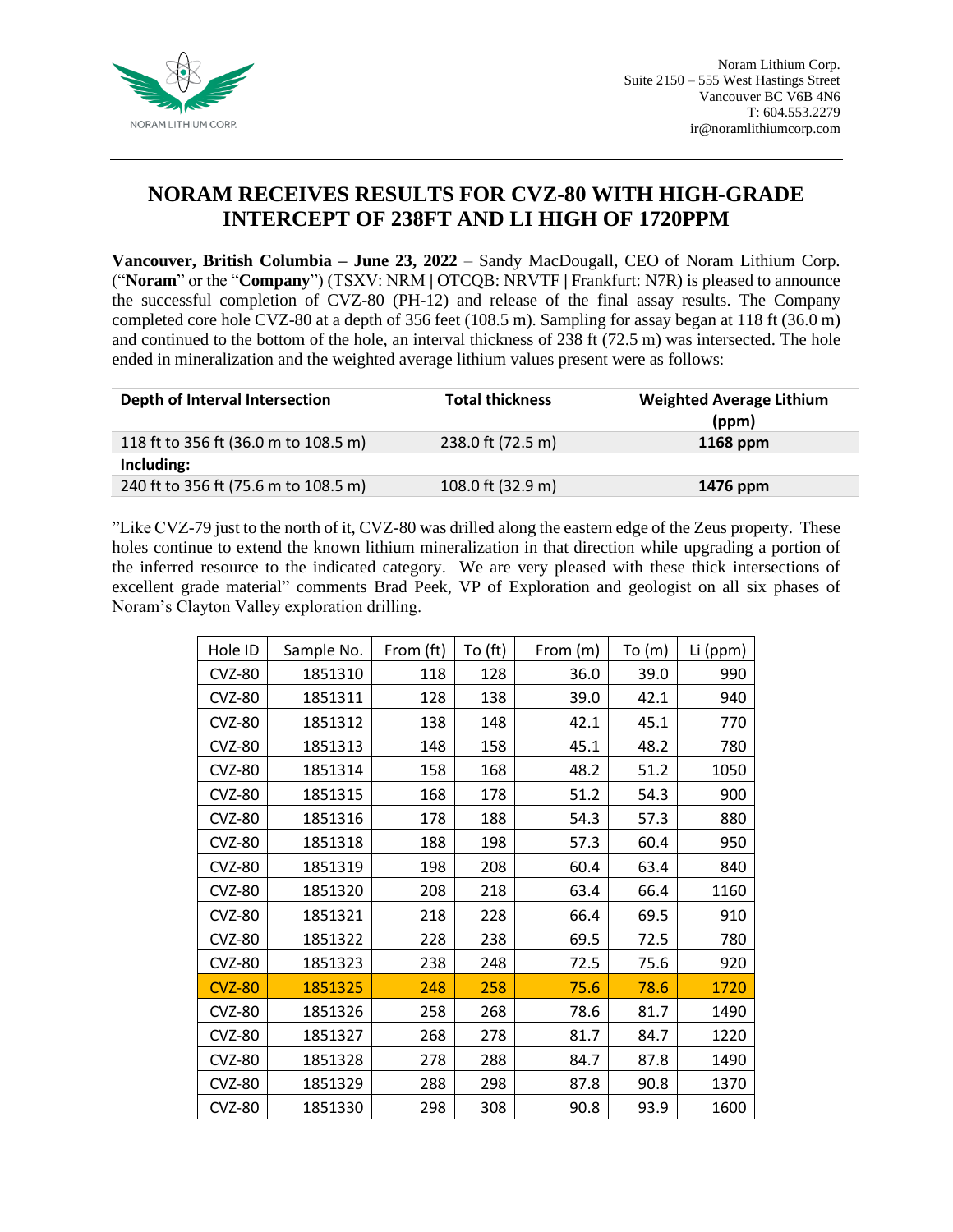Noram Lithium Corp.
Suite 2150 – 555 West Hastings Street
Vancouver BC V6B 4N6
T: 604.553.2279
ir@noramlithiumcorp.com

# NORAM RECEIVES RESULTS FOR CVZ-80 WITH HIGH-GRADE INTERCEPT OF 238FT AND LI HIGH OF 1720PPM

**Vancouver, British Columbia – June 23, 2022** – Sandy MacDougall, CEO of Noram Lithium Corp. ("**Noram**" or the "**Company**") (TSXV: NRM **|** OTCQB: NRVTF **|** Frankfurt: N7R) is pleased to announce the successful completion of CVZ-80 (PH-12) and release of the final assay results. The Company completed core hole CVZ-80 at a depth of 356 feet (108.5 m). Sampling for assay began at 118 ft (36.0 m) and continued to the bottom of the hole, an interval thickness of 238 ft (72.5 m) was intersected. The hole ended in mineralization and the weighted average lithium values present were as follows:

| Depth of Interval Intersection | Total thickness | Weighted Average Lithium (ppm) |
|---|---|---|
| 118 ft to 356 ft (36.0 m to 108.5 m) | 238.0 ft (72.5 m) | **1168 ppm** |
| **Including:** | | |
| 240 ft to 356 ft (75.6 m to 108.5 m) | 108.0 ft (32.9 m) | **1476 ppm** |

"Like CVZ-79 just to the north of it, CVZ-80 was drilled along the eastern edge of the Zeus property. These holes continue to extend the known lithium mineralization in that direction while upgrading a portion of the inferred resource to the indicated category. We are very pleased with these thick intersections of excellent grade material" comments Brad Peek, VP of Exploration and geologist on all six phases of Noram's Clayton Valley exploration drilling.

| Hole ID | Sample No. | From (ft) | To (ft) | From (m) | To (m) | Li (ppm) |
|---|---|---|---|---|---|---|
| CVZ-80 | 1851310 | 118 | 128 | 36.0 | 39.0 | 990 |
| CVZ-80 | 1851311 | 128 | 138 | 39.0 | 42.1 | 940 |
| CVZ-80 | 1851312 | 138 | 148 | 42.1 | 45.1 | 770 |
| CVZ-80 | 1851313 | 148 | 158 | 45.1 | 48.2 | 780 |
| CVZ-80 | 1851314 | 158 | 168 | 48.2 | 51.2 | 1050 |
| CVZ-80 | 1851315 | 168 | 178 | 51.2 | 54.3 | 900 |
| CVZ-80 | 1851316 | 178 | 188 | 54.3 | 57.3 | 880 |
| CVZ-80 | 1851318 | 188 | 198 | 57.3 | 60.4 | 950 |
| CVZ-80 | 1851319 | 198 | 208 | 60.4 | 63.4 | 840 |
| CVZ-80 | 1851320 | 208 | 218 | 63.4 | 66.4 | 1160 |
| CVZ-80 | 1851321 | 218 | 228 | 66.4 | 69.5 | 910 |
| CVZ-80 | 1851322 | 228 | 238 | 69.5 | 72.5 | 780 |
| CVZ-80 | 1851323 | 238 | 248 | 72.5 | 75.6 | 920 |
| CVZ-80 | 1851325 | 248 | 258 | 75.6 | 78.6 | 1720 |
| CVZ-80 | 1851326 | 258 | 268 | 78.6 | 81.7 | 1490 |
| CVZ-80 | 1851327 | 268 | 278 | 81.7 | 84.7 | 1220 |
| CVZ-80 | 1851328 | 278 | 288 | 84.7 | 87.8 | 1490 |
| CVZ-80 | 1851329 | 288 | 298 | 87.8 | 90.8 | 1370 |
| CVZ-80 | 1851330 | 298 | 308 | 90.8 | 93.9 | 1600 |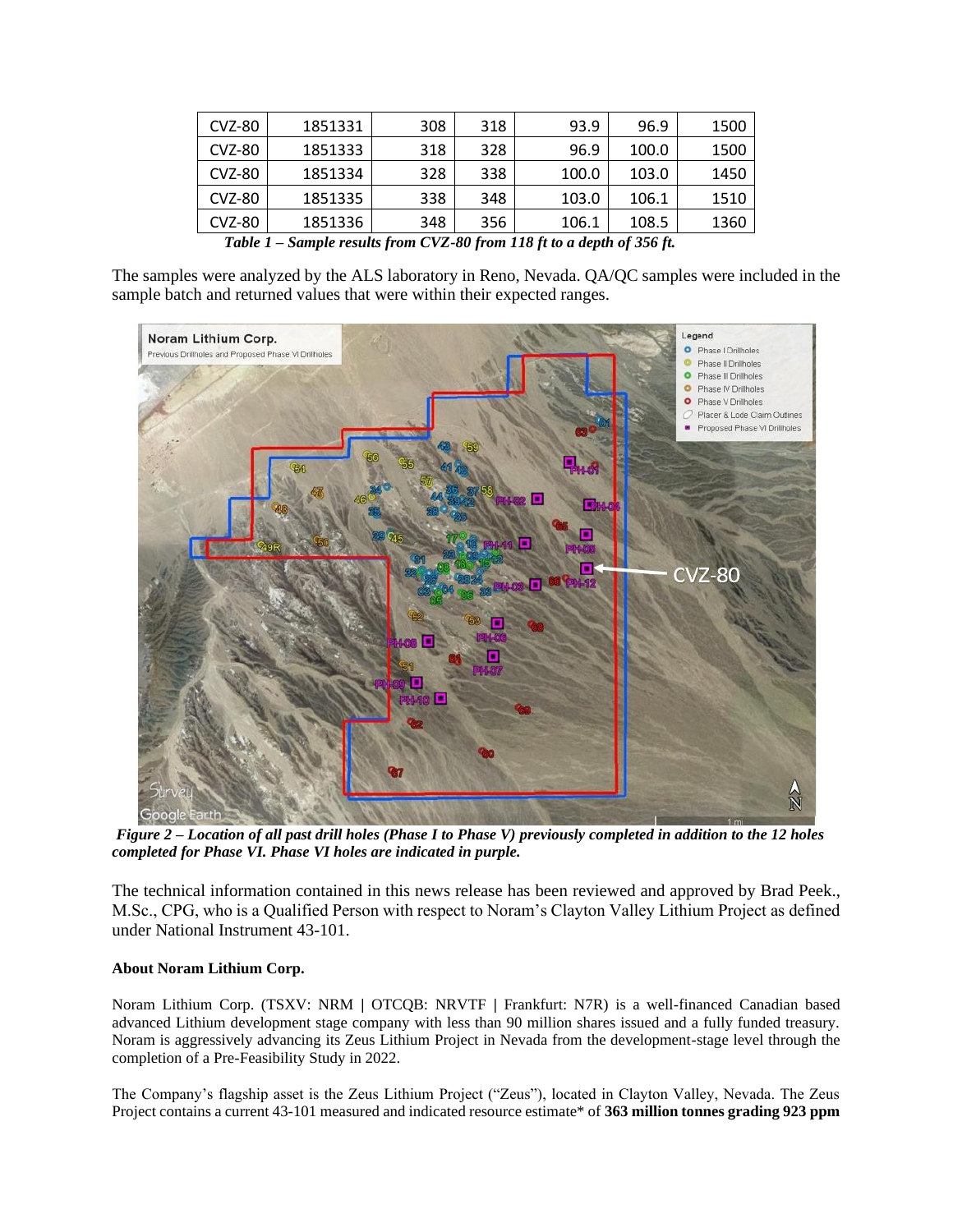| CVZ-80 | 1851331 | 308 | 318 | 93.9 | 96.9 | 1500 |
|---|---|---|---|---|---|---|
| CVZ-80 | 1851333 | 318 | 328 | 96.9 | 100.0 | 1500 |
| CVZ-80 | 1851334 | 328 | 338 | 100.0 | 103.0 | 1450 |
| CVZ-80 | 1851335 | 338 | 348 | 103.0 | 106.1 | 1510 |
| CVZ-80 | 1851336 | 348 | 356 | 106.1 | 108.5 | 1360 |

***Table 1 – Sample results from CVZ-80 from 118 ft to a depth of 356 ft.***

The samples were analyzed by the ALS laboratory in Reno, Nevada. QA/QC samples were included in the sample batch and returned values that were within their expected ranges.

***Figure 2 – Location of all past drill holes (Phase I to Phase V) previously completed in addition to the 12 holes completed for Phase VI. Phase VI holes are indicated in purple.***

The technical information contained in this news release has been reviewed and approved by Brad Peek., M.Sc., CPG, who is a Qualified Person with respect to Noram's Clayton Valley Lithium Project as defined under National Instrument 43-101.

**About Noram Lithium Corp.**

Noram Lithium Corp. (TSXV: NRM | OTCQB: NRVTF | Frankfurt: N7R) is a well-financed Canadian based advanced Lithium development stage company with less than 90 million shares issued and a fully funded treasury. Noram is aggressively advancing its Zeus Lithium Project in Nevada from the development-stage level through the completion of a Pre-Feasibility Study in 2022.

The Company's flagship asset is the Zeus Lithium Project ("Zeus"), located in Clayton Valley, Nevada. The Zeus Project contains a current 43-101 measured and indicated resource estimate* of **363 million tonnes grading 923 ppm**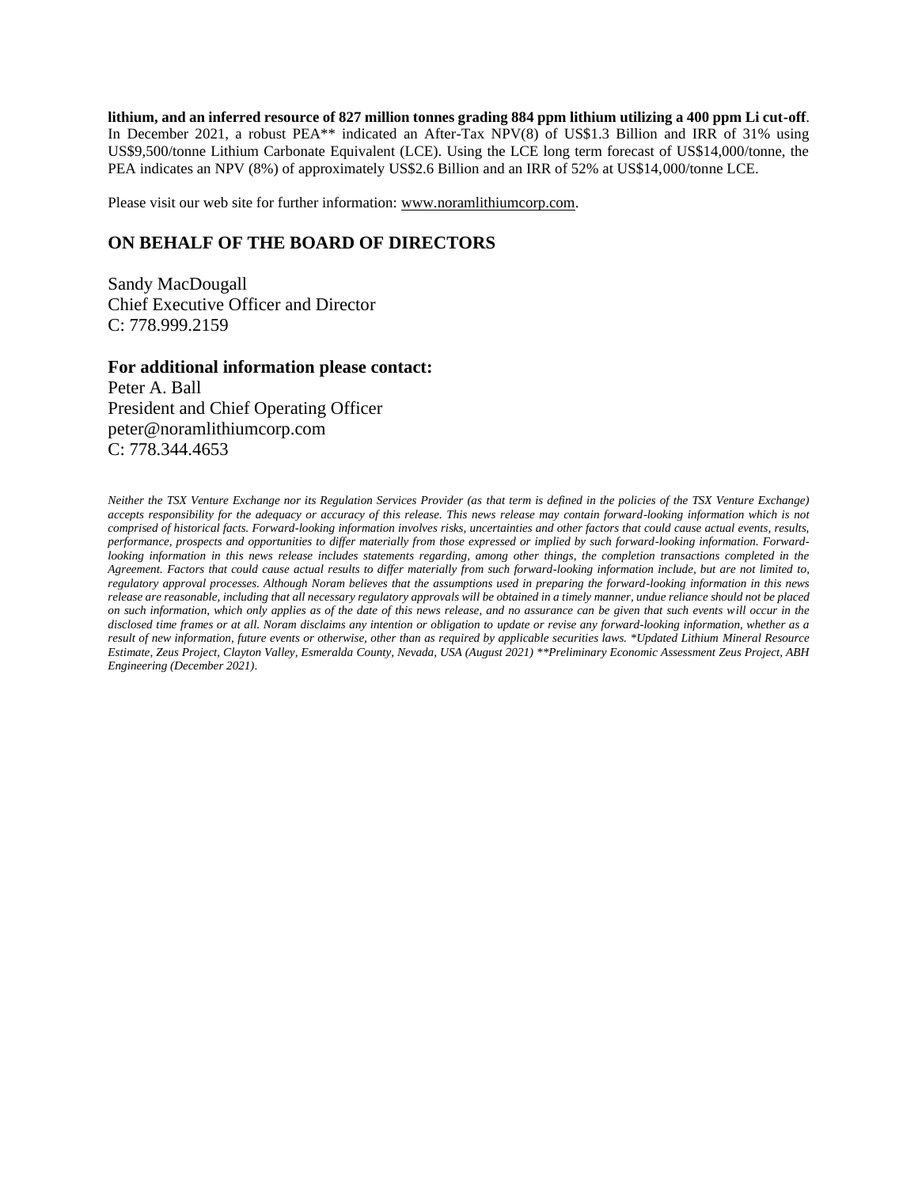**lithium, and an inferred resource of 827 million tonnes grading 884 ppm lithium utilizing a 400 ppm Li cut-off**. In December 2021, a robust PEA** indicated an After-Tax NPV(8) of US$1.3 Billion and IRR of 31% using US$9,500/tonne Lithium Carbonate Equivalent (LCE). Using the LCE long term forecast of US$14,000/tonne, the PEA indicates an NPV (8%) of approximately US$2.6 Billion and an IRR of 52% at US$14,000/tonne LCE.

Please visit our web site for further information: www.noramlithiumcorp.com.

## ON BEHALF OF THE BOARD OF DIRECTORS

Sandy MacDougall
Chief Executive Officer and Director
C: 778.999.2159

### For additional information please contact:

Peter A. Ball
President and Chief Operating Officer
peter@noramlithiumcorp.com
C: 778.344.4653

*Neither the TSX Venture Exchange nor its Regulation Services Provider (as that term is defined in the policies of the TSX Venture Exchange) accepts responsibility for the adequacy or accuracy of this release. This news release may contain forward-looking information which is not comprised of historical facts. Forward-looking information involves risks, uncertainties and other factors that could cause actual events, results, performance, prospects and opportunities to differ materially from those expressed or implied by such forward-looking information. Forward-looking information in this news release includes statements regarding, among other things, the completion transactions completed in the Agreement. Factors that could cause actual results to differ materially from such forward-looking information include, but are not limited to, regulatory approval processes. Although Noram believes that the assumptions used in preparing the forward-looking information in this news release are reasonable, including that all necessary regulatory approvals will be obtained in a timely manner, undue reliance should not be placed on such information, which only applies as of the date of this news release, and no assurance can be given that such events will occur in the disclosed time frames or at all. Noram disclaims any intention or obligation to update or revise any forward-looking information, whether as a result of new information, future events or otherwise, other than as required by applicable securities laws. *Updated Lithium Mineral Resource Estimate, Zeus Project, Clayton Valley, Esmeralda County, Nevada, USA (August 2021) **Preliminary Economic Assessment Zeus Project, ABH Engineering (December 2021).*